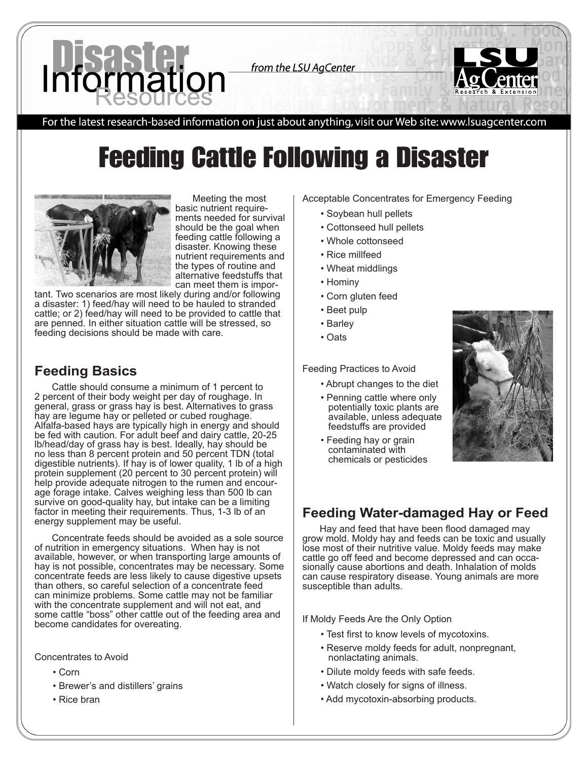# Feeding Cattle Following a Disaster

Meeting the most basic nutrient requirements needed for survival should be the goal when feeding cattle following a disaster. Knowing these nutrient requirements and the types of routine and alternative feedstuffs that can meet them is important. Two scenarios are most likely during and/or following a disaster: 1) feed/hay will need to be hauled to stranded cattle; or 2) feed/hay will need to be provided to cattle that are penned. In either situation cattle will be stressed, so feeding decisions should be made with care.

## Feeding Basics

Cattle should consume a minimum of 1 percent to 2 percent of their body weight per day of roughage. In general, grass or grass hay is best. Alternatives to grass hay are legume hay or pelleted or cubed roughage. Alfalfa-based hays are typically high in energy and should be fed with caution. For adult beef and dairy cattle, 20-25 lb/head/day of grass hay is best. Ideally, hay should be no less than 8 percent protein and 50 percent TDN (total digestible nutrients). If hay is of lower quality, 1 lb of a high protein supplement (20 percent to 30 percent protein) will help provide adequate nitrogen to the rumen and encourage forage intake. Calves weighing less than 500 lb can survive on good-quality hay, but intake can be a limiting factor in meeting their requirements. Thus, 1-3 lb of an energy supplement may be useful.

Concentrate feeds should be avoided as a sole source of nutrition in emergency situations. When hay is not available, however, or when transporting large amounts of hay is not possible, concentrates may be necessary. Some concentrate feeds are less likely to cause digestive upsets than others, so careful selection of a concentrate feed can minimize problems. Some cattle may not be familiar with the concentrate supplement and will not eat, and some cattle "boss" other cattle out of the feeding area and become candidates for overeating.

Concentrates to Avoid

- Corn
- Brewer's and distillers' grains
- Rice bran

Acceptable Concentrates for Emergency Feeding

- Soybean hull pellets
- Cottonseed hull pellets
- Whole cottonseed
- Rice millfeed
- Wheat middlings
- Hominy
- Corn gluten feed
- Beet pulp
- Barley
- Oats

Feeding Practices to Avoid

- Abrupt changes to the diet
- Penning cattle where only potentially toxic plants are available, unless adequate feedstuffs are provided
- Feeding hay or grain contaminated with chemicals or pesticides

## Feeding Water-damaged Hay or Feed

Hay and feed that have been flood damaged may grow mold. Moldy hay and feeds can be toxic and usually lose most of their nutritive value. Moldy feeds may make cattle go off feed and become depressed and can occasionally cause abortions and death. Inhalation of molds can cause respiratory disease. Young animals are more susceptible than adults.

If Moldy Feeds Are the Only Option

- Test first to know levels of mycotoxins.
- Reserve moldy feeds for adult, nonpregnant, nonlactating animals.
- Dilute moldy feeds with safe feeds.
- Watch closely for signs of illness.
- Add mycotoxin-absorbing products.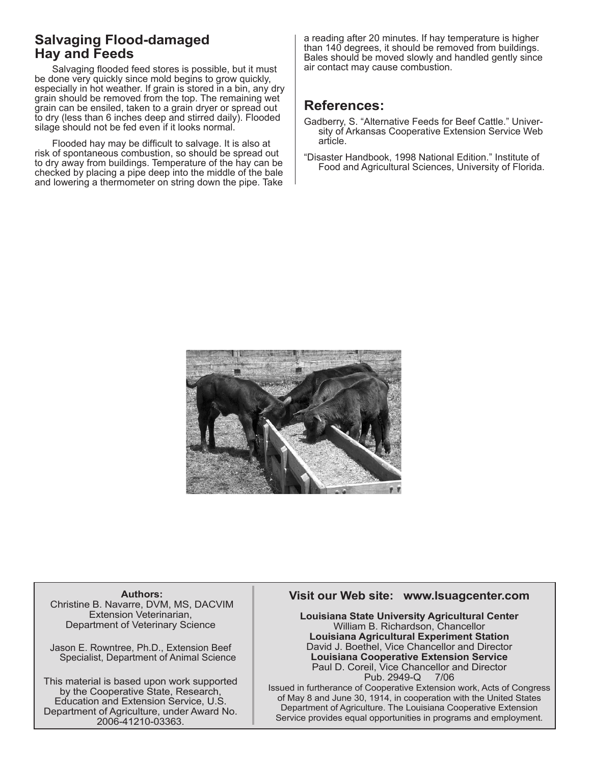## Salvaging Flood-damaged Hay and Feeds

Salvaging flooded feed stores is possible, but it must be done very quickly since mold begins to grow quickly, especially in hot weather. If grain is stored in a bin, any dry grain should be removed from the top. The remaining wet grain can be ensiled, taken to a grain dryer or spread out to dry (less than 6 inches deep and stirred daily). Flooded silage should not be fed even if it looks normal.

Flooded hay may be difficult to salvage. It is also at risk of spontaneous combustion, so should be spread out to dry away from buildings. Temperature of the hay can be checked by placing a pipe deep into the middle of the bale and lowering a thermometer on string down the pipe. Take a reading after 20 minutes. If hay temperature is higher than 140 degrees, it should be removed from buildings. Bales should be moved slowly and handled gently since air contact may cause combustion.

## References:

Gadberry, S. "Alternative Feeds for Beef Cattle." University of Arkansas Cooperative Extension Service Web article.

"Disaster Handbook, 1998 National Edition." Institute of Food and Agricultural Sciences, University of Florida.

**Authors:**
Christine B. Navarre, DVM, MS, DACVIM
Extension Veterinarian,
Department of Veterinary Science

Jason E. Rowntree, Ph.D., Extension Beef Specialist, Department of Animal Science

This material is based upon work supported by the Cooperative State, Research, Education and Extension Service, U.S. Department of Agriculture, under Award No. 2006-41210-03363.

**Visit our Web site: www.lsuagcenter.com**

**Louisiana State University Agricultural Center**
William B. Richardson, Chancellor
**Louisiana Agricultural Experiment Station**
David J. Boethel, Vice Chancellor and Director
**Louisiana Cooperative Extension Service**
Paul D. Coreil, Vice Chancellor and Director

Pub. 2949-Q 7/06

Issued in furtherance of Cooperative Extension work, Acts of Congress of May 8 and June 30, 1914, in cooperation with the United States Department of Agriculture. The Louisiana Cooperative Extension Service provides equal opportunities in programs and employment.